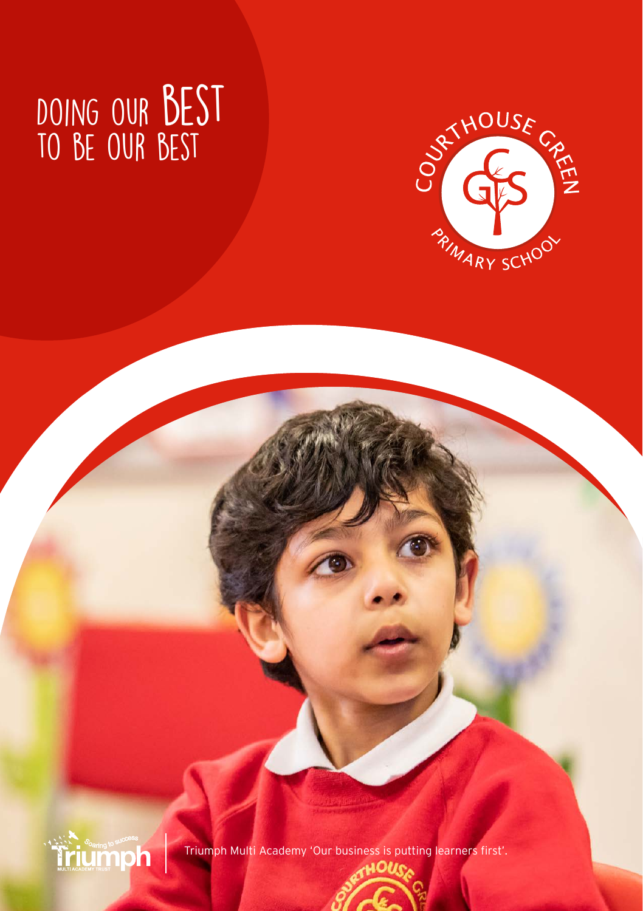# DOING OUR BEST TO BE OUR BEST

COURTHOUSE GREEN PRIMARY SCHOOL

Triumph Multi Academy 'Our business is putting learners first'.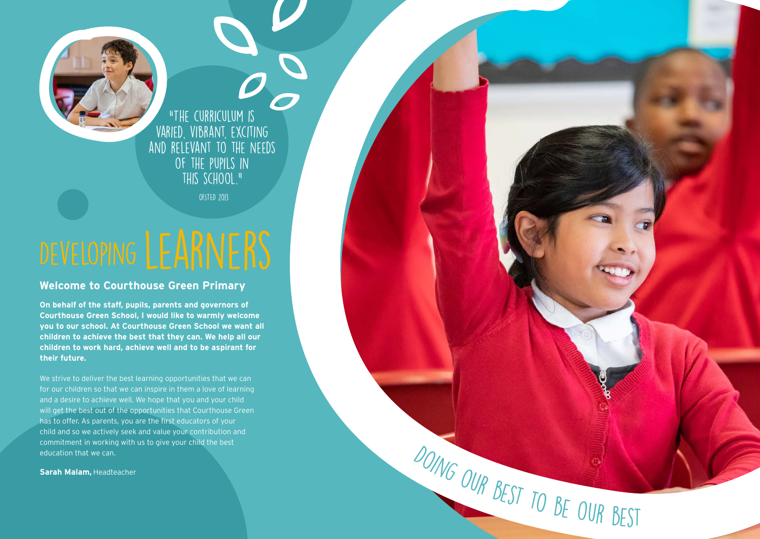"THE CURRICULUM IS VARIED, VIBRANT, EXCITING AND RELEVANT TO THE NEEDS OF THE PUPILS IN THIS SCHOOL."

OFSTED 2013

# DEVELOPING LEARNERS

## Welcome to Courthouse Green Primary

**On behalf of the staff, pupils, parents and governors of Courthouse Green School, I would like to warmly welcome you to our school. At Courthouse Green School we want all children to achieve the best that they can. We help all our children to work hard, achieve well and to be aspirant for their future.**

We strive to deliver the best learning opportunities that we can for our children so that we can inspire in them a love of learning and a desire to achieve well. We hope that you and your child will get the best out of the opportunities that Courthouse Green has to offer. As parents, you are the first educators of your child and so we actively seek and value your contribution and commitment in working with us to give your child the best education that we can.

**Sarah Malam,** Headteacher

DOING OUR BEST TO BE OUR BEST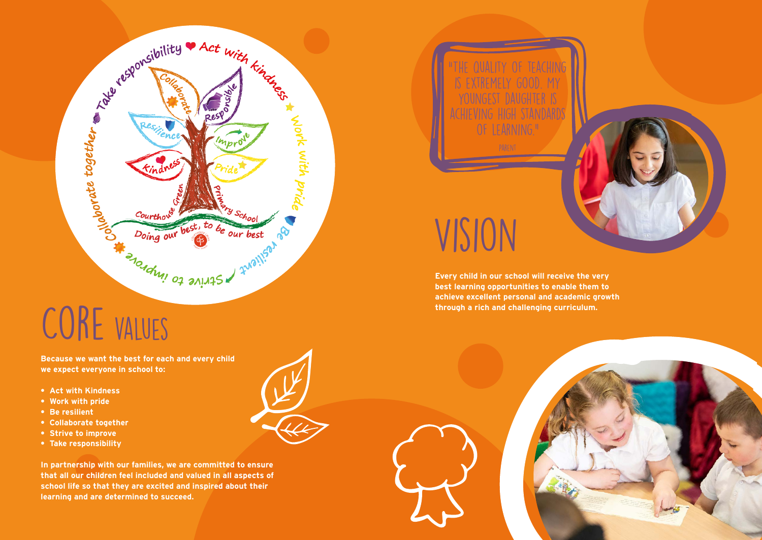# CORE VALUES

**Because we want the best for each and every child we expect everyone in school to:**

- **Act with Kindness**
- **Work with pride**
- **Be resilient**
- **Collaborate together**
- **Strive to improve**
- **Take responsibility**

**In partnership with our families, we are committed to ensure that all our children feel included and valued in all aspects of school life so that they are excited and inspired about their learning and are determined to succeed.**

"THE QUALITY OF TEACHING IS EXTREMELY GOOD. MY YOUNGEST DAUGHTER IS ACHIEVING HIGH STANDARDS OF LEARNING."

PARENT

# VISION

**Every child in our school will receive the very best learning opportunities to enable them to achieve excellent personal and academic growth through a rich and challenging curriculum.**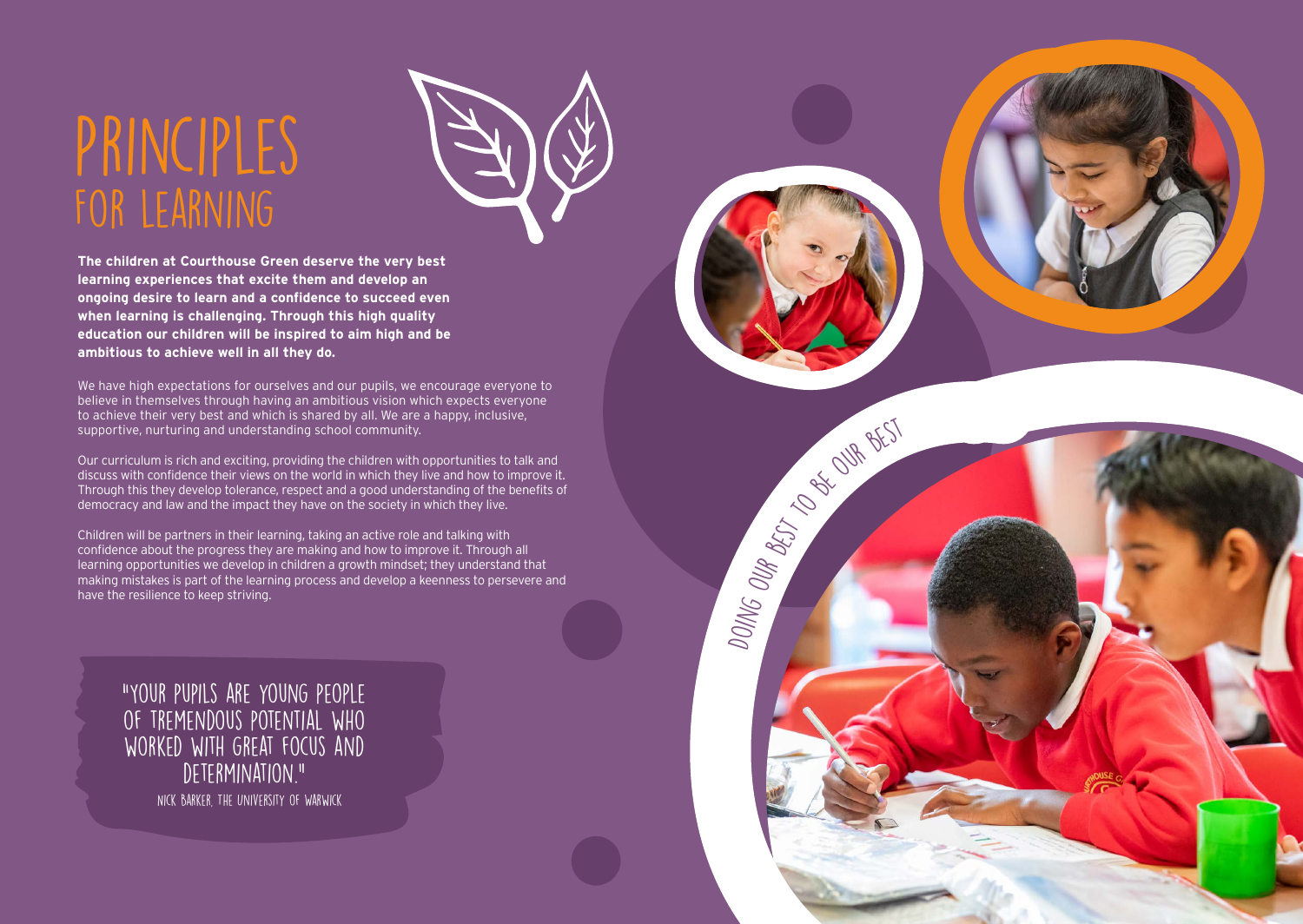# PRINCIPLES FOR LEARNING

**The children at Courthouse Green deserve the very best learning experiences that excite them and develop an ongoing desire to learn and a confidence to succeed even when learning is challenging. Through this high quality education our children will be inspired to aim high and be ambitious to achieve well in all they do.**

We have high expectations for ourselves and our pupils, we encourage everyone to believe in themselves through having an ambitious vision which expects everyone to achieve their very best and which is shared by all. We are a happy, inclusive, supportive, nurturing and understanding school community.

Our curriculum is rich and exciting, providing the children with opportunities to talk and discuss with confidence their views on the world in which they live and how to improve it. Through this they develop tolerance, respect and a good understanding of the benefits of democracy and law and the impact they have on the society in which they live.

Children will be partners in their learning, taking an active role and talking with confidence about the progress they are making and how to improve it. Through all learning opportunities we develop in children a growth mindset; they understand that making mistakes is part of the learning process and develop a keenness to persevere and have the resilience to keep striving.

"YOUR PUPILS ARE YOUNG PEOPLE OF TREMENDOUS POTENTIAL WHO WORKED WITH GREAT FOCUS AND DETERMINATION."

NICK BARKER, THE UNIVERSITY OF WARWICK

DOING OUR BEST TO BE OUR BEST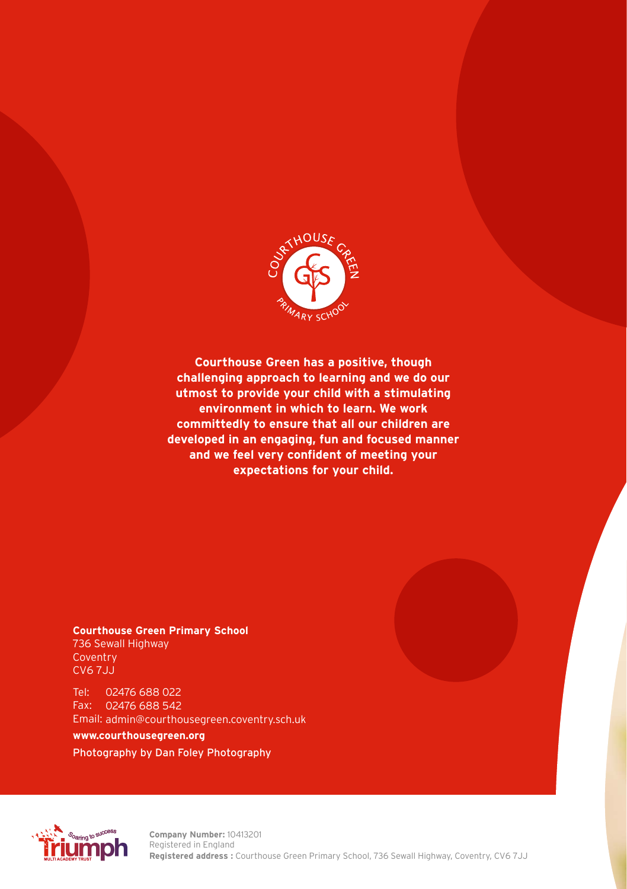**Courthouse Green has a positive, though challenging approach to learning and we do our utmost to provide your child with a stimulating environment in which to learn. We work committedly to ensure that all our children are developed in an engaging, fun and focused manner and we feel very confident of meeting your expectations for your child.**

**Courthouse Green Primary School**
736 Sewall Highway
Coventry
CV6 7JJ

Tel: 02476 688 022
Fax: 02476 688 542
Email: admin@courthousegreen.coventry.sch.uk

**www.courthousegreen.org**

Photography by Dan Foley Photography

**Company Number:** 10413201
Registered in England
**Registered address :** Courthouse Green Primary School, 736 Sewall Highway, Coventry, CV6 7JJ